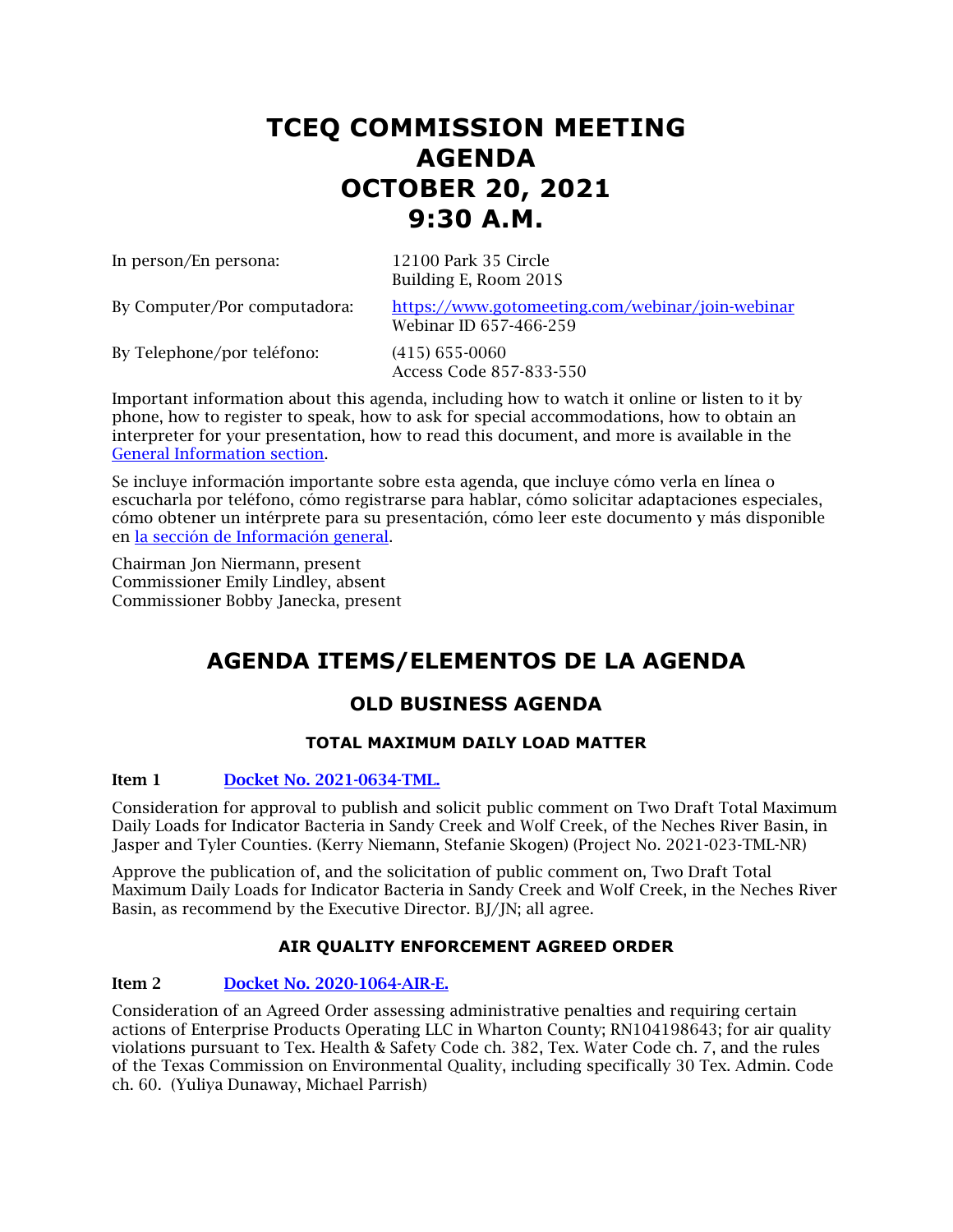# TCEQ COMMISSION MEETING AGENDA OCTOBER 20, 2021 9:30 A.M.

| | |
|---|---|
| In person/En persona: | 12100 Park 35 Circle<br>Building E, Room 201S |
| By Computer/Por computadora: | [https://www.gotomeeting.com/webinar/join-webinar](https://www.gotomeeting.com/webinar/join-webinar)<br>Webinar ID 657-466-259 |
| By Telephone/por teléfono: | (415) 655-0060<br>Access Code 857-833-550 |

Important information about this agenda, including how to watch it online or listen to it by phone, how to register to speak, how to ask for special accommodations, how to obtain an interpreter for your presentation, how to read this document, and more is available in the General Information section.

Se incluye información importante sobre esta agenda, que incluye cómo verla en línea o escucharla por teléfono, cómo registrarse para hablar, cómo solicitar adaptaciones especiales, cómo obtener un intérprete para su presentación, cómo leer este documento y más disponible en la sección de Información general.

Chairman Jon Niermann, present
Commissioner Emily Lindley, absent
Commissioner Bobby Janecka, present

## AGENDA ITEMS/ELEMENTOS DE LA AGENDA

### OLD BUSINESS AGENDA

#### TOTAL MAXIMUM DAILY LOAD MATTER

**Item 1** Docket No. 2021-0634-TML.

Consideration for approval to publish and solicit public comment on Two Draft Total Maximum Daily Loads for Indicator Bacteria in Sandy Creek and Wolf Creek, of the Neches River Basin, in Jasper and Tyler Counties. (Kerry Niemann, Stefanie Skogen) (Project No. 2021-023-TML-NR)

Approve the publication of, and the solicitation of public comment on, Two Draft Total Maximum Daily Loads for Indicator Bacteria in Sandy Creek and Wolf Creek, in the Neches River Basin, as recommend by the Executive Director. BJ/JN; all agree.

#### AIR QUALITY ENFORCEMENT AGREED ORDER

**Item 2** Docket No. 2020-1064-AIR-E.

Consideration of an Agreed Order assessing administrative penalties and requiring certain actions of Enterprise Products Operating LLC in Wharton County; RN104198643; for air quality violations pursuant to Tex. Health & Safety Code ch. 382, Tex. Water Code ch. 7, and the rules of the Texas Commission on Environmental Quality, including specifically 30 Tex. Admin. Code ch. 60. (Yuliya Dunaway, Michael Parrish)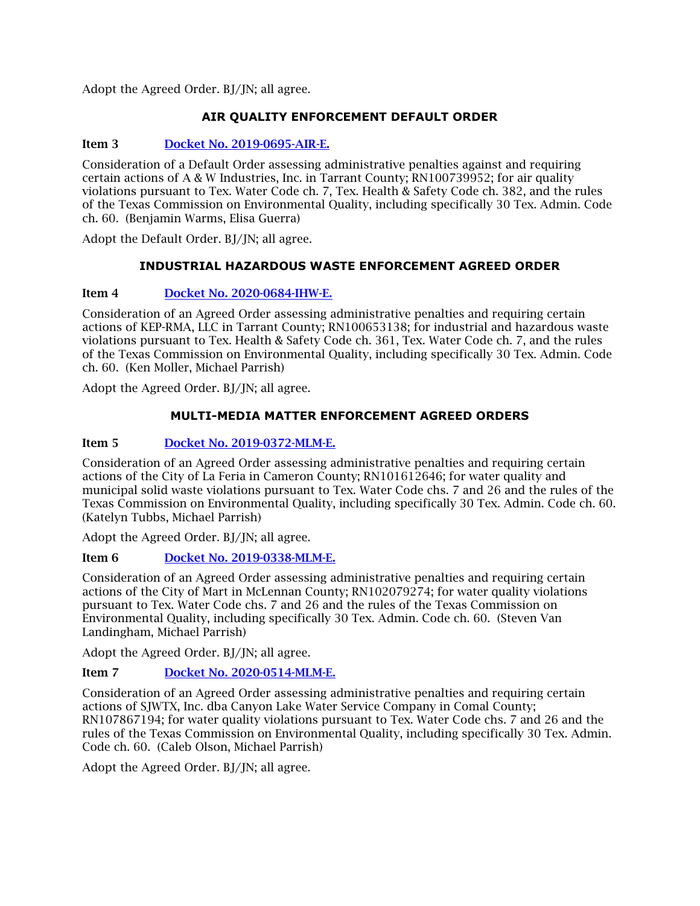Adopt the Agreed Order. BJ/JN; all agree.

## AIR QUALITY ENFORCEMENT DEFAULT ORDER

**Item 3** [Docket No. 2019-0695-AIR-E.]

Consideration of a Default Order assessing administrative penalties against and requiring certain actions of A & W Industries, Inc. in Tarrant County; RN100739952; for air quality violations pursuant to Tex. Water Code ch. 7, Tex. Health & Safety Code ch. 382, and the rules of the Texas Commission on Environmental Quality, including specifically 30 Tex. Admin. Code ch. 60. (Benjamin Warms, Elisa Guerra)

Adopt the Default Order. BJ/JN; all agree.

## INDUSTRIAL HAZARDOUS WASTE ENFORCEMENT AGREED ORDER

**Item 4** [Docket No. 2020-0684-IHW-E.]

Consideration of an Agreed Order assessing administrative penalties and requiring certain actions of KEP-RMA, LLC in Tarrant County; RN100653138; for industrial and hazardous waste violations pursuant to Tex. Health & Safety Code ch. 361, Tex. Water Code ch. 7, and the rules of the Texas Commission on Environmental Quality, including specifically 30 Tex. Admin. Code ch. 60. (Ken Moller, Michael Parrish)

Adopt the Agreed Order. BJ/JN; all agree.

## MULTI-MEDIA MATTER ENFORCEMENT AGREED ORDERS

**Item 5** [Docket No. 2019-0372-MLM-E.]

Consideration of an Agreed Order assessing administrative penalties and requiring certain actions of the City of La Feria in Cameron County; RN101612646; for water quality and municipal solid waste violations pursuant to Tex. Water Code chs. 7 and 26 and the rules of the Texas Commission on Environmental Quality, including specifically 30 Tex. Admin. Code ch. 60. (Katelyn Tubbs, Michael Parrish)

Adopt the Agreed Order. BJ/JN; all agree.

**Item 6** [Docket No. 2019-0338-MLM-E.]

Consideration of an Agreed Order assessing administrative penalties and requiring certain actions of the City of Mart in McLennan County; RN102079274; for water quality violations pursuant to Tex. Water Code chs. 7 and 26 and the rules of the Texas Commission on Environmental Quality, including specifically 30 Tex. Admin. Code ch. 60. (Steven Van Landingham, Michael Parrish)

Adopt the Agreed Order. BJ/JN; all agree.

**Item 7** [Docket No. 2020-0514-MLM-E.]

Consideration of an Agreed Order assessing administrative penalties and requiring certain actions of SJWTX, Inc. dba Canyon Lake Water Service Company in Comal County; RN107867194; for water quality violations pursuant to Tex. Water Code chs. 7 and 26 and the rules of the Texas Commission on Environmental Quality, including specifically 30 Tex. Admin. Code ch. 60. (Caleb Olson, Michael Parrish)

Adopt the Agreed Order. BJ/JN; all agree.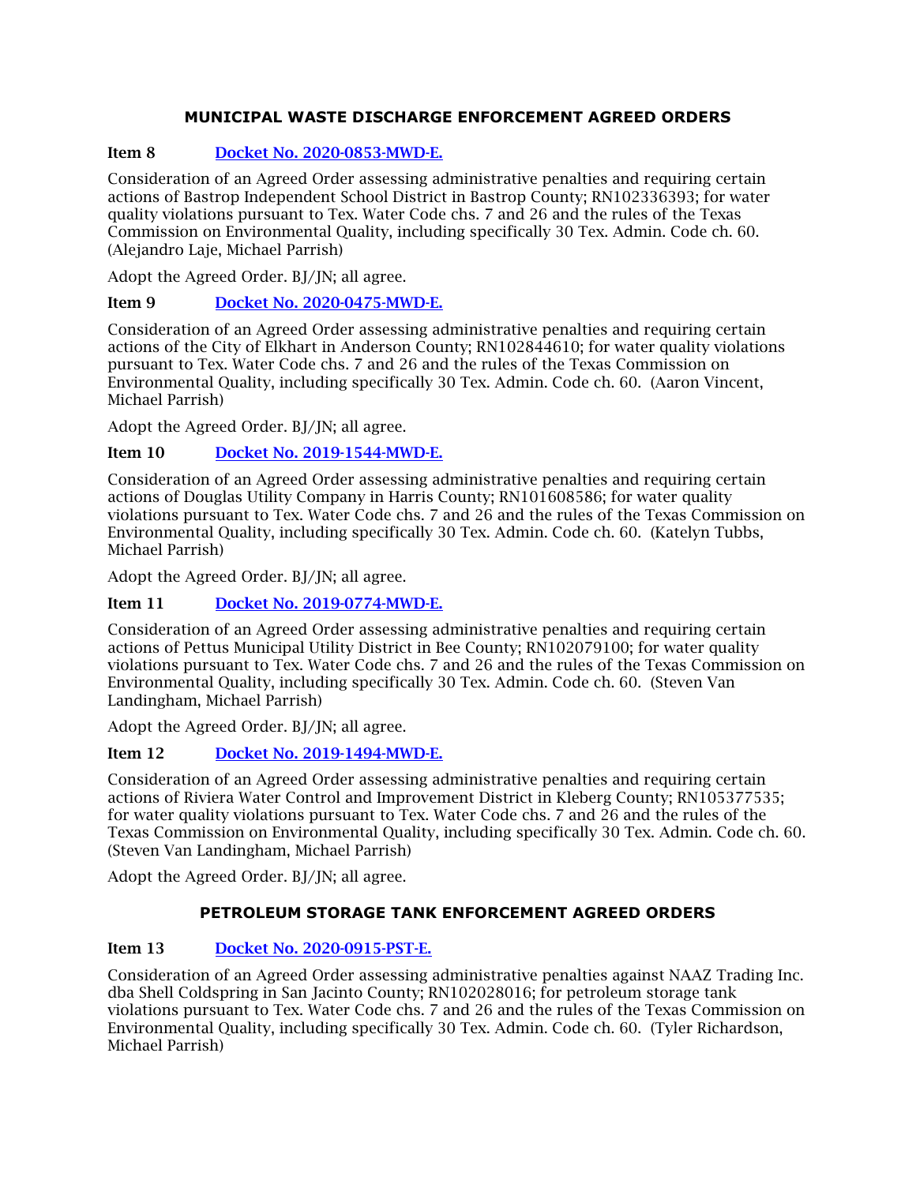## MUNICIPAL WASTE DISCHARGE ENFORCEMENT AGREED ORDERS

**Item 8** [Docket No. 2020-0853-MWD-E.]

Consideration of an Agreed Order assessing administrative penalties and requiring certain actions of Bastrop Independent School District in Bastrop County; RN102336393; for water quality violations pursuant to Tex. Water Code chs. 7 and 26 and the rules of the Texas Commission on Environmental Quality, including specifically 30 Tex. Admin. Code ch. 60. (Alejandro Laje, Michael Parrish)

Adopt the Agreed Order. BJ/JN; all agree.

**Item 9** [Docket No. 2020-0475-MWD-E.]

Consideration of an Agreed Order assessing administrative penalties and requiring certain actions of the City of Elkhart in Anderson County; RN102844610; for water quality violations pursuant to Tex. Water Code chs. 7 and 26 and the rules of the Texas Commission on Environmental Quality, including specifically 30 Tex. Admin. Code ch. 60. (Aaron Vincent, Michael Parrish)

Adopt the Agreed Order. BJ/JN; all agree.

**Item 10** [Docket No. 2019-1544-MWD-E.]

Consideration of an Agreed Order assessing administrative penalties and requiring certain actions of Douglas Utility Company in Harris County; RN101608586; for water quality violations pursuant to Tex. Water Code chs. 7 and 26 and the rules of the Texas Commission on Environmental Quality, including specifically 30 Tex. Admin. Code ch. 60. (Katelyn Tubbs, Michael Parrish)

Adopt the Agreed Order. BJ/JN; all agree.

**Item 11** [Docket No. 2019-0774-MWD-E.]

Consideration of an Agreed Order assessing administrative penalties and requiring certain actions of Pettus Municipal Utility District in Bee County; RN102079100; for water quality violations pursuant to Tex. Water Code chs. 7 and 26 and the rules of the Texas Commission on Environmental Quality, including specifically 30 Tex. Admin. Code ch. 60. (Steven Van Landingham, Michael Parrish)

Adopt the Agreed Order. BJ/JN; all agree.

**Item 12** [Docket No. 2019-1494-MWD-E.]

Consideration of an Agreed Order assessing administrative penalties and requiring certain actions of Riviera Water Control and Improvement District in Kleberg County; RN105377535; for water quality violations pursuant to Tex. Water Code chs. 7 and 26 and the rules of the Texas Commission on Environmental Quality, including specifically 30 Tex. Admin. Code ch. 60. (Steven Van Landingham, Michael Parrish)

Adopt the Agreed Order. BJ/JN; all agree.

## PETROLEUM STORAGE TANK ENFORCEMENT AGREED ORDERS

**Item 13** [Docket No. 2020-0915-PST-E.]

Consideration of an Agreed Order assessing administrative penalties against NAAZ Trading Inc. dba Shell Coldspring in San Jacinto County; RN102028016; for petroleum storage tank violations pursuant to Tex. Water Code chs. 7 and 26 and the rules of the Texas Commission on Environmental Quality, including specifically 30 Tex. Admin. Code ch. 60. (Tyler Richardson, Michael Parrish)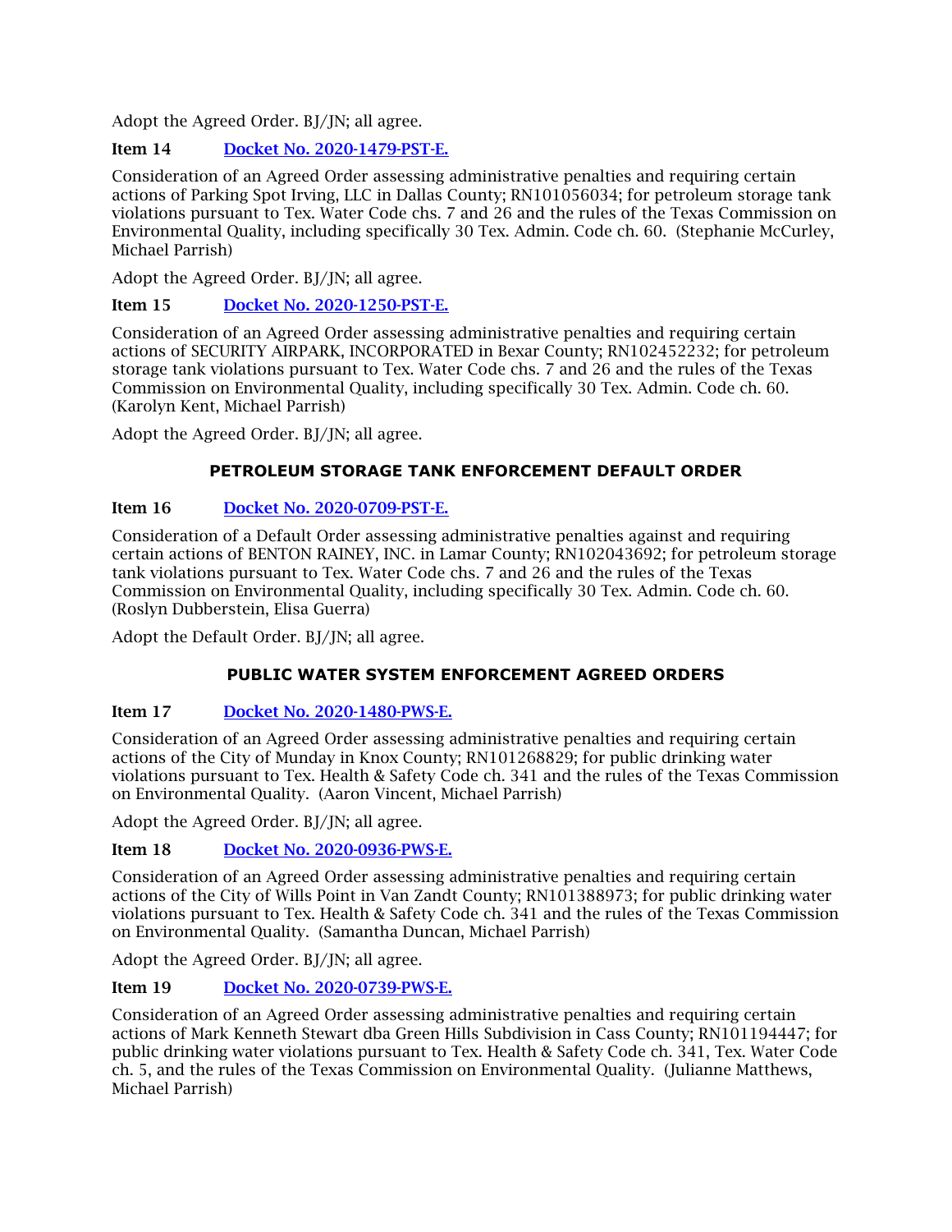Adopt the Agreed Order. BJ/JN; all agree.

**Item 14** [Docket No. 2020-1479-PST-E.]

Consideration of an Agreed Order assessing administrative penalties and requiring certain actions of Parking Spot Irving, LLC in Dallas County; RN101056034; for petroleum storage tank violations pursuant to Tex. Water Code chs. 7 and 26 and the rules of the Texas Commission on Environmental Quality, including specifically 30 Tex. Admin. Code ch. 60. (Stephanie McCurley, Michael Parrish)

Adopt the Agreed Order. BJ/JN; all agree.

**Item 15** [Docket No. 2020-1250-PST-E.]

Consideration of an Agreed Order assessing administrative penalties and requiring certain actions of SECURITY AIRPARK, INCORPORATED in Bexar County; RN102452232; for petroleum storage tank violations pursuant to Tex. Water Code chs. 7 and 26 and the rules of the Texas Commission on Environmental Quality, including specifically 30 Tex. Admin. Code ch. 60. (Karolyn Kent, Michael Parrish)

Adopt the Agreed Order. BJ/JN; all agree.

## PETROLEUM STORAGE TANK ENFORCEMENT DEFAULT ORDER

**Item 16** [Docket No. 2020-0709-PST-E.]

Consideration of a Default Order assessing administrative penalties against and requiring certain actions of BENTON RAINEY, INC. in Lamar County; RN102043692; for petroleum storage tank violations pursuant to Tex. Water Code chs. 7 and 26 and the rules of the Texas Commission on Environmental Quality, including specifically 30 Tex. Admin. Code ch. 60. (Roslyn Dubberstein, Elisa Guerra)

Adopt the Default Order. BJ/JN; all agree.

## PUBLIC WATER SYSTEM ENFORCEMENT AGREED ORDERS

**Item 17** [Docket No. 2020-1480-PWS-E.]

Consideration of an Agreed Order assessing administrative penalties and requiring certain actions of the City of Munday in Knox County; RN101268829; for public drinking water violations pursuant to Tex. Health & Safety Code ch. 341 and the rules of the Texas Commission on Environmental Quality. (Aaron Vincent, Michael Parrish)

Adopt the Agreed Order. BJ/JN; all agree.

**Item 18** [Docket No. 2020-0936-PWS-E.]

Consideration of an Agreed Order assessing administrative penalties and requiring certain actions of the City of Wills Point in Van Zandt County; RN101388973; for public drinking water violations pursuant to Tex. Health & Safety Code ch. 341 and the rules of the Texas Commission on Environmental Quality. (Samantha Duncan, Michael Parrish)

Adopt the Agreed Order. BJ/JN; all agree.

**Item 19** [Docket No. 2020-0739-PWS-E.]

Consideration of an Agreed Order assessing administrative penalties and requiring certain actions of Mark Kenneth Stewart dba Green Hills Subdivision in Cass County; RN101194447; for public drinking water violations pursuant to Tex. Health & Safety Code ch. 341, Tex. Water Code ch. 5, and the rules of the Texas Commission on Environmental Quality. (Julianne Matthews, Michael Parrish)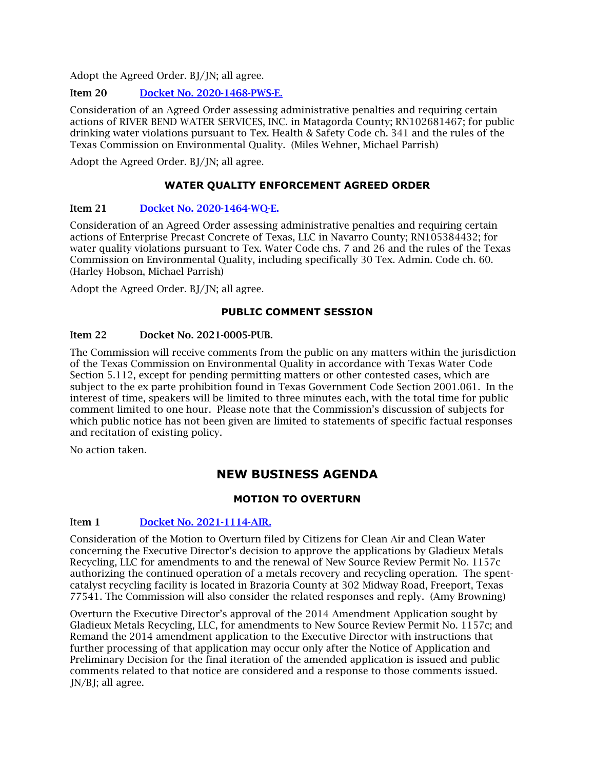Adopt the Agreed Order. BJ/JN; all agree.

**Item 20** [Docket No. 2020-1468-PWS-E.]

Consideration of an Agreed Order assessing administrative penalties and requiring certain actions of RIVER BEND WATER SERVICES, INC. in Matagorda County; RN102681467; for public drinking water violations pursuant to Tex. Health & Safety Code ch. 341 and the rules of the Texas Commission on Environmental Quality. (Miles Wehner, Michael Parrish)

Adopt the Agreed Order. BJ/JN; all agree.

### WATER QUALITY ENFORCEMENT AGREED ORDER

**Item 21** [Docket No. 2020-1464-WQ-E.]

Consideration of an Agreed Order assessing administrative penalties and requiring certain actions of Enterprise Precast Concrete of Texas, LLC in Navarro County; RN105384432; for water quality violations pursuant to Tex. Water Code chs. 7 and 26 and the rules of the Texas Commission on Environmental Quality, including specifically 30 Tex. Admin. Code ch. 60. (Harley Hobson, Michael Parrish)

Adopt the Agreed Order. BJ/JN; all agree.

### PUBLIC COMMENT SESSION

**Item 22** **Docket No. 2021-0005-PUB.**

The Commission will receive comments from the public on any matters within the jurisdiction of the Texas Commission on Environmental Quality in accordance with Texas Water Code Section 5.112, except for pending permitting matters or other contested cases, which are subject to the ex parte prohibition found in Texas Government Code Section 2001.061. In the interest of time, speakers will be limited to three minutes each, with the total time for public comment limited to one hour. Please note that the Commission's discussion of subjects for which public notice has not been given are limited to statements of specific factual responses and recitation of existing policy.

No action taken.

## NEW BUSINESS AGENDA

### MOTION TO OVERTURN

Ite**m 1** [Docket No. 2021-1114-AIR.]

Consideration of the Motion to Overturn filed by Citizens for Clean Air and Clean Water concerning the Executive Director's decision to approve the applications by Gladieux Metals Recycling, LLC for amendments to and the renewal of New Source Review Permit No. 1157c authorizing the continued operation of a metals recovery and recycling operation. The spent-catalyst recycling facility is located in Brazoria County at 302 Midway Road, Freeport, Texas 77541. The Commission will also consider the related responses and reply. (Amy Browning)

Overturn the Executive Director's approval of the 2014 Amendment Application sought by Gladieux Metals Recycling, LLC, for amendments to New Source Review Permit No. 1157c; and Remand the 2014 amendment application to the Executive Director with instructions that further processing of that application may occur only after the Notice of Application and Preliminary Decision for the final iteration of the amended application is issued and public comments related to that notice are considered and a response to those comments issued. JN/BJ; all agree.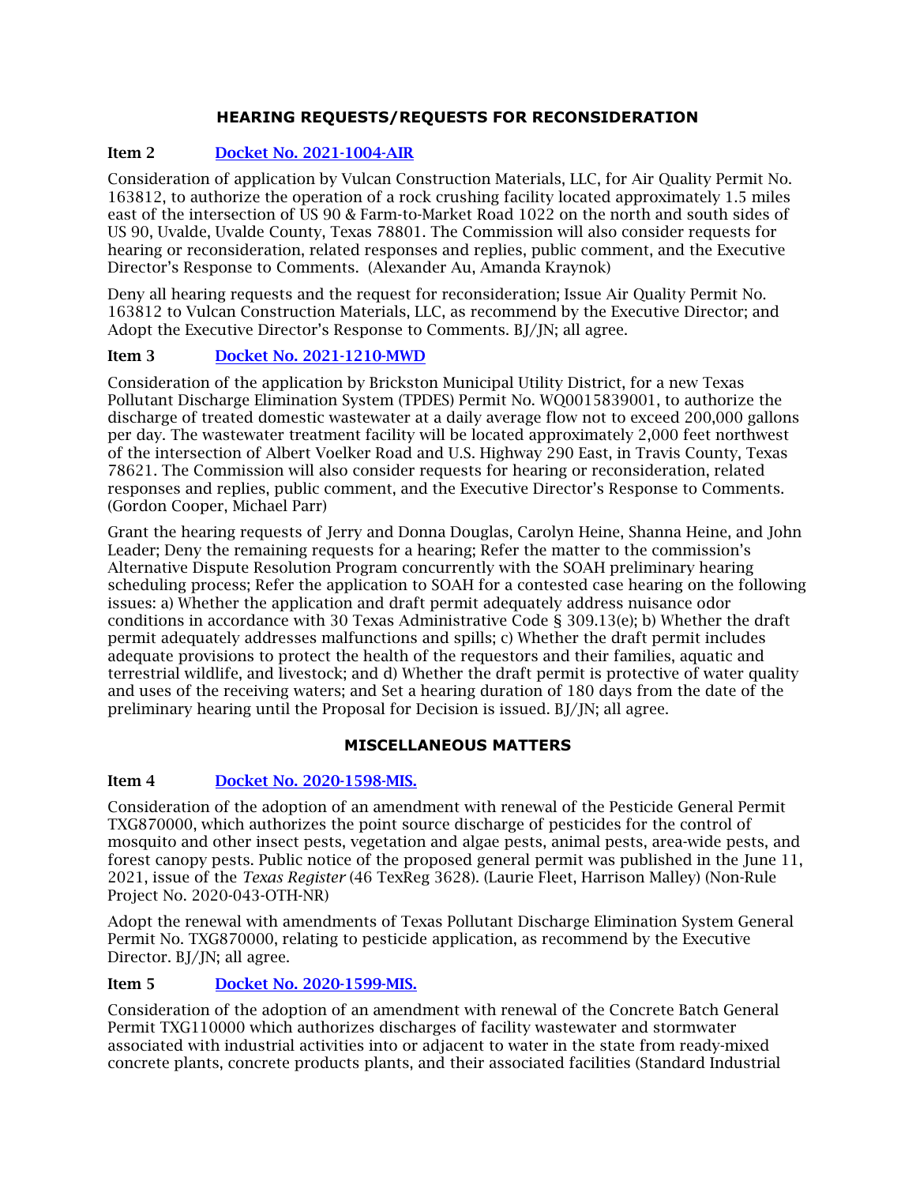## HEARING REQUESTS/REQUESTS FOR RECONSIDERATION

**Item 2** [Docket No. 2021-1004-AIR]

Consideration of application by Vulcan Construction Materials, LLC, for Air Quality Permit No. 163812, to authorize the operation of a rock crushing facility located approximately 1.5 miles east of the intersection of US 90 & Farm-to-Market Road 1022 on the north and south sides of US 90, Uvalde, Uvalde County, Texas 78801. The Commission will also consider requests for hearing or reconsideration, related responses and replies, public comment, and the Executive Director's Response to Comments. (Alexander Au, Amanda Kraynok)

Deny all hearing requests and the request for reconsideration; Issue Air Quality Permit No. 163812 to Vulcan Construction Materials, LLC, as recommend by the Executive Director; and Adopt the Executive Director's Response to Comments. BJ/JN; all agree.

**Item 3** [Docket No. 2021-1210-MWD]

Consideration of the application by Brickston Municipal Utility District, for a new Texas Pollutant Discharge Elimination System (TPDES) Permit No. WQ0015839001, to authorize the discharge of treated domestic wastewater at a daily average flow not to exceed 200,000 gallons per day. The wastewater treatment facility will be located approximately 2,000 feet northwest of the intersection of Albert Voelker Road and U.S. Highway 290 East, in Travis County, Texas 78621. The Commission will also consider requests for hearing or reconsideration, related responses and replies, public comment, and the Executive Director's Response to Comments. (Gordon Cooper, Michael Parr)

Grant the hearing requests of Jerry and Donna Douglas, Carolyn Heine, Shanna Heine, and John Leader; Deny the remaining requests for a hearing; Refer the matter to the commission's Alternative Dispute Resolution Program concurrently with the SOAH preliminary hearing scheduling process; Refer the application to SOAH for a contested case hearing on the following issues: a) Whether the application and draft permit adequately address nuisance odor conditions in accordance with 30 Texas Administrative Code § 309.13(e); b) Whether the draft permit adequately addresses malfunctions and spills; c) Whether the draft permit includes adequate provisions to protect the health of the requestors and their families, aquatic and terrestrial wildlife, and livestock; and d) Whether the draft permit is protective of water quality and uses of the receiving waters; and Set a hearing duration of 180 days from the date of the preliminary hearing until the Proposal for Decision is issued. BJ/JN; all agree.

## MISCELLANEOUS MATTERS

**Item 4** [Docket No. 2020-1598-MIS.]

Consideration of the adoption of an amendment with renewal of the Pesticide General Permit TXG870000, which authorizes the point source discharge of pesticides for the control of mosquito and other insect pests, vegetation and algae pests, animal pests, area-wide pests, and forest canopy pests. Public notice of the proposed general permit was published in the June 11, 2021, issue of the *Texas Register* (46 TexReg 3628). (Laurie Fleet, Harrison Malley) (Non-Rule Project No. 2020-043-OTH-NR)

Adopt the renewal with amendments of Texas Pollutant Discharge Elimination System General Permit No. TXG870000, relating to pesticide application, as recommend by the Executive Director. BJ/JN; all agree.

**Item 5** [Docket No. 2020-1599-MIS.]

Consideration of the adoption of an amendment with renewal of the Concrete Batch General Permit TXG110000 which authorizes discharges of facility wastewater and stormwater associated with industrial activities into or adjacent to water in the state from ready-mixed concrete plants, concrete products plants, and their associated facilities (Standard Industrial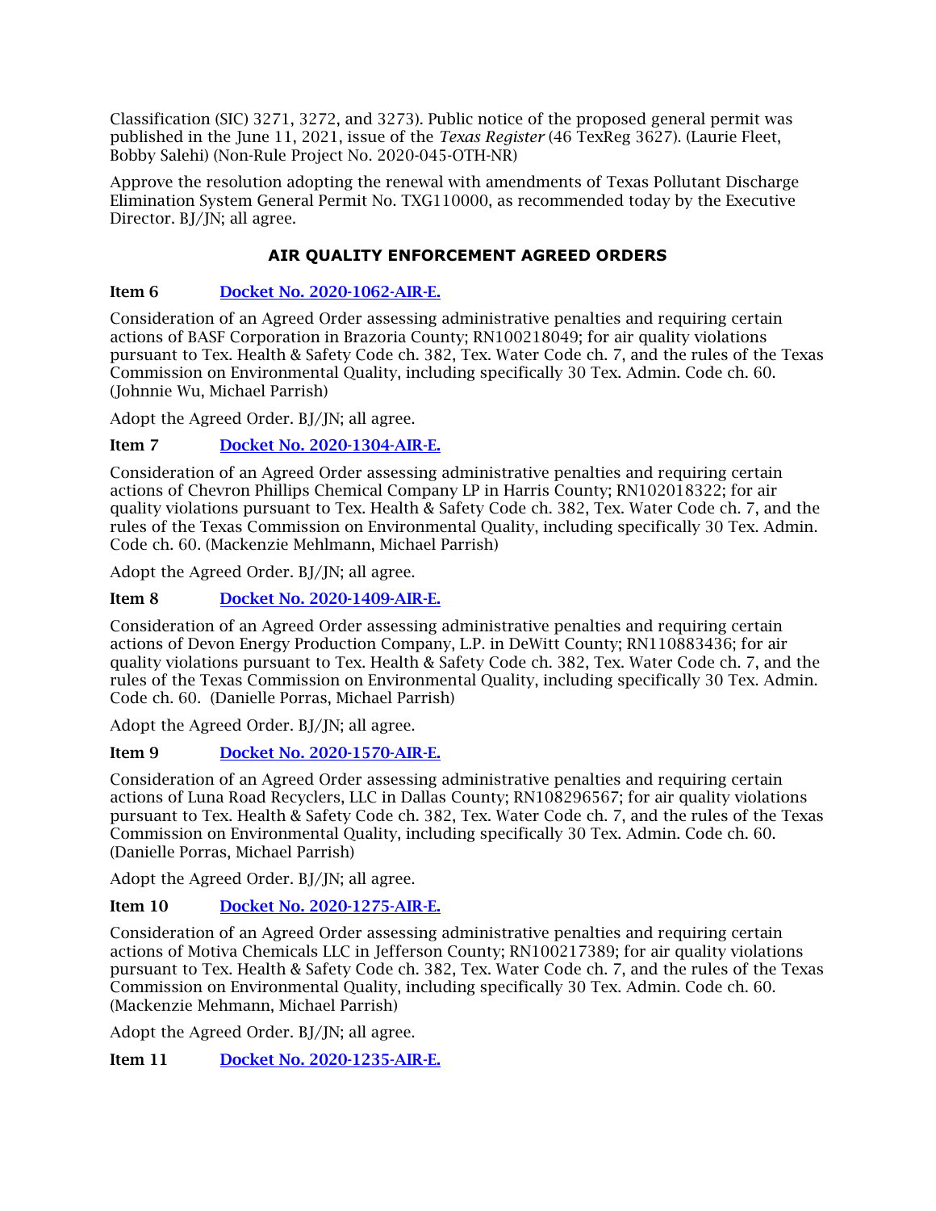Classification (SIC) 3271, 3272, and 3273). Public notice of the proposed general permit was published in the June 11, 2021, issue of the *Texas Register* (46 TexReg 3627). (Laurie Fleet, Bobby Salehi) (Non-Rule Project No. 2020-045-OTH-NR)

Approve the resolution adopting the renewal with amendments of Texas Pollutant Discharge Elimination System General Permit No. TXG110000, as recommended today by the Executive Director. BJ/JN; all agree.

## AIR QUALITY ENFORCEMENT AGREED ORDERS

**Item 6** [Docket No. 2020-1062-AIR-E.]()

Consideration of an Agreed Order assessing administrative penalties and requiring certain actions of BASF Corporation in Brazoria County; RN100218049; for air quality violations pursuant to Tex. Health & Safety Code ch. 382, Tex. Water Code ch. 7, and the rules of the Texas Commission on Environmental Quality, including specifically 30 Tex. Admin. Code ch. 60. (Johnnie Wu, Michael Parrish)

Adopt the Agreed Order. BJ/JN; all agree.

**Item 7** [Docket No. 2020-1304-AIR-E.]()

Consideration of an Agreed Order assessing administrative penalties and requiring certain actions of Chevron Phillips Chemical Company LP in Harris County; RN102018322; for air quality violations pursuant to Tex. Health & Safety Code ch. 382, Tex. Water Code ch. 7, and the rules of the Texas Commission on Environmental Quality, including specifically 30 Tex. Admin. Code ch. 60. (Mackenzie Mehlmann, Michael Parrish)

Adopt the Agreed Order. BJ/JN; all agree.

**Item 8** [Docket No. 2020-1409-AIR-E.]()

Consideration of an Agreed Order assessing administrative penalties and requiring certain actions of Devon Energy Production Company, L.P. in DeWitt County; RN110883436; for air quality violations pursuant to Tex. Health & Safety Code ch. 382, Tex. Water Code ch. 7, and the rules of the Texas Commission on Environmental Quality, including specifically 30 Tex. Admin. Code ch. 60. (Danielle Porras, Michael Parrish)

Adopt the Agreed Order. BJ/JN; all agree.

**Item 9** [Docket No. 2020-1570-AIR-E.]()

Consideration of an Agreed Order assessing administrative penalties and requiring certain actions of Luna Road Recyclers, LLC in Dallas County; RN108296567; for air quality violations pursuant to Tex. Health & Safety Code ch. 382, Tex. Water Code ch. 7, and the rules of the Texas Commission on Environmental Quality, including specifically 30 Tex. Admin. Code ch. 60. (Danielle Porras, Michael Parrish)

Adopt the Agreed Order. BJ/JN; all agree.

**Item 10** [Docket No. 2020-1275-AIR-E.]()

Consideration of an Agreed Order assessing administrative penalties and requiring certain actions of Motiva Chemicals LLC in Jefferson County; RN100217389; for air quality violations pursuant to Tex. Health & Safety Code ch. 382, Tex. Water Code ch. 7, and the rules of the Texas Commission on Environmental Quality, including specifically 30 Tex. Admin. Code ch. 60. (Mackenzie Mehmann, Michael Parrish)

Adopt the Agreed Order. BJ/JN; all agree.

**Item 11** [Docket No. 2020-1235-AIR-E.]()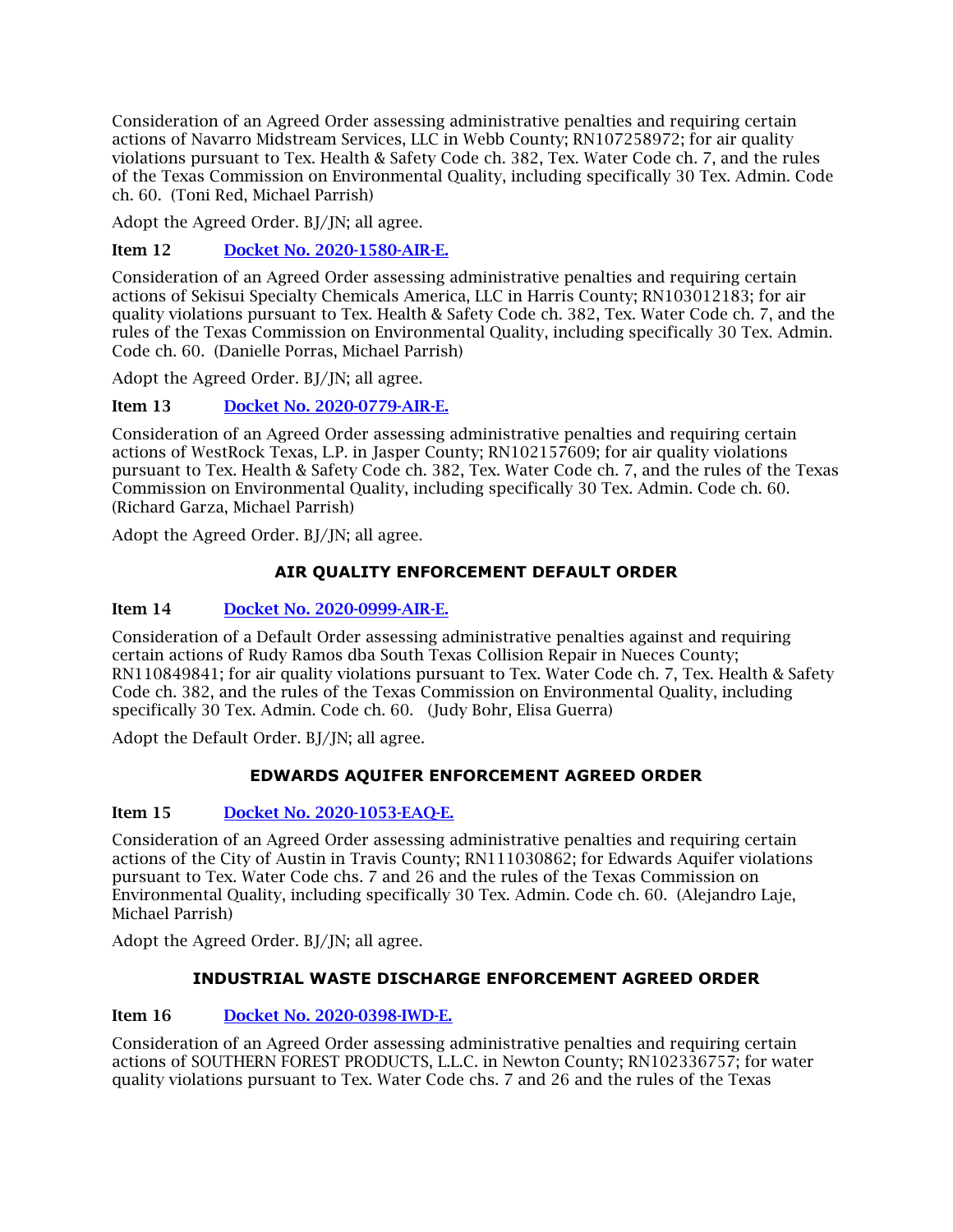Consideration of an Agreed Order assessing administrative penalties and requiring certain actions of Navarro Midstream Services, LLC in Webb County; RN107258972; for air quality violations pursuant to Tex. Health & Safety Code ch. 382, Tex. Water Code ch. 7, and the rules of the Texas Commission on Environmental Quality, including specifically 30 Tex. Admin. Code ch. 60. (Toni Red, Michael Parrish)

Adopt the Agreed Order. BJ/JN; all agree.

**Item 12** [Docket No. 2020-1580-AIR-E.]()

Consideration of an Agreed Order assessing administrative penalties and requiring certain actions of Sekisui Specialty Chemicals America, LLC in Harris County; RN103012183; for air quality violations pursuant to Tex. Health & Safety Code ch. 382, Tex. Water Code ch. 7, and the rules of the Texas Commission on Environmental Quality, including specifically 30 Tex. Admin. Code ch. 60. (Danielle Porras, Michael Parrish)

Adopt the Agreed Order. BJ/JN; all agree.

**Item 13** [Docket No. 2020-0779-AIR-E.]()

Consideration of an Agreed Order assessing administrative penalties and requiring certain actions of WestRock Texas, L.P. in Jasper County; RN102157609; for air quality violations pursuant to Tex. Health & Safety Code ch. 382, Tex. Water Code ch. 7, and the rules of the Texas Commission on Environmental Quality, including specifically 30 Tex. Admin. Code ch. 60. (Richard Garza, Michael Parrish)

Adopt the Agreed Order. BJ/JN; all agree.

## AIR QUALITY ENFORCEMENT DEFAULT ORDER

**Item 14** [Docket No. 2020-0999-AIR-E.]()

Consideration of a Default Order assessing administrative penalties against and requiring certain actions of Rudy Ramos dba South Texas Collision Repair in Nueces County; RN110849841; for air quality violations pursuant to Tex. Water Code ch. 7, Tex. Health & Safety Code ch. 382, and the rules of the Texas Commission on Environmental Quality, including specifically 30 Tex. Admin. Code ch. 60. (Judy Bohr, Elisa Guerra)

Adopt the Default Order. BJ/JN; all agree.

## EDWARDS AQUIFER ENFORCEMENT AGREED ORDER

**Item 15** [Docket No. 2020-1053-EAQ-E.]()

Consideration of an Agreed Order assessing administrative penalties and requiring certain actions of the City of Austin in Travis County; RN111030862; for Edwards Aquifer violations pursuant to Tex. Water Code chs. 7 and 26 and the rules of the Texas Commission on Environmental Quality, including specifically 30 Tex. Admin. Code ch. 60. (Alejandro Laje, Michael Parrish)

Adopt the Agreed Order. BJ/JN; all agree.

## INDUSTRIAL WASTE DISCHARGE ENFORCEMENT AGREED ORDER

**Item 16** [Docket No. 2020-0398-IWD-E.]()

Consideration of an Agreed Order assessing administrative penalties and requiring certain actions of SOUTHERN FOREST PRODUCTS, L.L.C. in Newton County; RN102336757; for water quality violations pursuant to Tex. Water Code chs. 7 and 26 and the rules of the Texas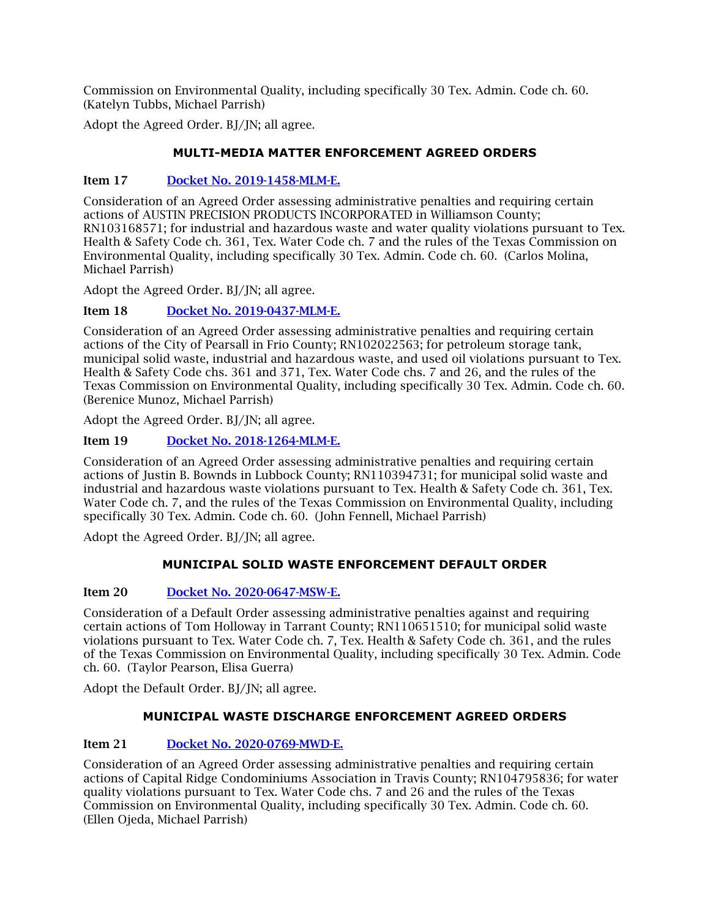Commission on Environmental Quality, including specifically 30 Tex. Admin. Code ch. 60. (Katelyn Tubbs, Michael Parrish)

Adopt the Agreed Order. BJ/JN; all agree.

### MULTI-MEDIA MATTER ENFORCEMENT AGREED ORDERS

**Item 17** [Docket No. 2019-1458-MLM-E.]

Consideration of an Agreed Order assessing administrative penalties and requiring certain actions of AUSTIN PRECISION PRODUCTS INCORPORATED in Williamson County; RN103168571; for industrial and hazardous waste and water quality violations pursuant to Tex. Health & Safety Code ch. 361, Tex. Water Code ch. 7 and the rules of the Texas Commission on Environmental Quality, including specifically 30 Tex. Admin. Code ch. 60. (Carlos Molina, Michael Parrish)

Adopt the Agreed Order. BJ/JN; all agree.

**Item 18** [Docket No. 2019-0437-MLM-E.]

Consideration of an Agreed Order assessing administrative penalties and requiring certain actions of the City of Pearsall in Frio County; RN102022563; for petroleum storage tank, municipal solid waste, industrial and hazardous waste, and used oil violations pursuant to Tex. Health & Safety Code chs. 361 and 371, Tex. Water Code chs. 7 and 26, and the rules of the Texas Commission on Environmental Quality, including specifically 30 Tex. Admin. Code ch. 60. (Berenice Munoz, Michael Parrish)

Adopt the Agreed Order. BJ/JN; all agree.

**Item 19** [Docket No. 2018-1264-MLM-E.]

Consideration of an Agreed Order assessing administrative penalties and requiring certain actions of Justin B. Bownds in Lubbock County; RN110394731; for municipal solid waste and industrial and hazardous waste violations pursuant to Tex. Health & Safety Code ch. 361, Tex. Water Code ch. 7, and the rules of the Texas Commission on Environmental Quality, including specifically 30 Tex. Admin. Code ch. 60. (John Fennell, Michael Parrish)

Adopt the Agreed Order. BJ/JN; all agree.

### MUNICIPAL SOLID WASTE ENFORCEMENT DEFAULT ORDER

**Item 20** [Docket No. 2020-0647-MSW-E.]

Consideration of a Default Order assessing administrative penalties against and requiring certain actions of Tom Holloway in Tarrant County; RN110651510; for municipal solid waste violations pursuant to Tex. Water Code ch. 7, Tex. Health & Safety Code ch. 361, and the rules of the Texas Commission on Environmental Quality, including specifically 30 Tex. Admin. Code ch. 60. (Taylor Pearson, Elisa Guerra)

Adopt the Default Order. BJ/JN; all agree.

### MUNICIPAL WASTE DISCHARGE ENFORCEMENT AGREED ORDERS

**Item 21** [Docket No. 2020-0769-MWD-E.]

Consideration of an Agreed Order assessing administrative penalties and requiring certain actions of Capital Ridge Condominiums Association in Travis County; RN104795836; for water quality violations pursuant to Tex. Water Code chs. 7 and 26 and the rules of the Texas Commission on Environmental Quality, including specifically 30 Tex. Admin. Code ch. 60. (Ellen Ojeda, Michael Parrish)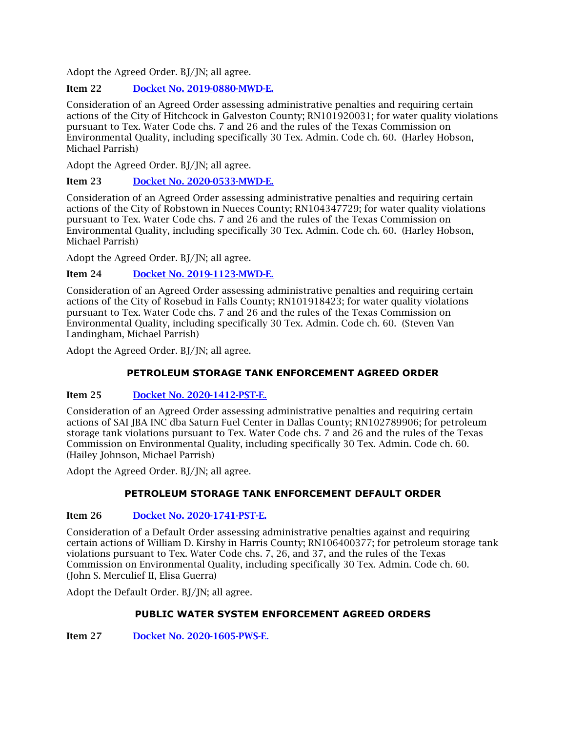Adopt the Agreed Order. BJ/JN; all agree.

**Item 22** [Docket No. 2019-0880-MWD-E.]

Consideration of an Agreed Order assessing administrative penalties and requiring certain actions of the City of Hitchcock in Galveston County; RN101920031; for water quality violations pursuant to Tex. Water Code chs. 7 and 26 and the rules of the Texas Commission on Environmental Quality, including specifically 30 Tex. Admin. Code ch. 60. (Harley Hobson, Michael Parrish)

Adopt the Agreed Order. BJ/JN; all agree.

**Item 23** [Docket No. 2020-0533-MWD-E.]

Consideration of an Agreed Order assessing administrative penalties and requiring certain actions of the City of Robstown in Nueces County; RN104347729; for water quality violations pursuant to Tex. Water Code chs. 7 and 26 and the rules of the Texas Commission on Environmental Quality, including specifically 30 Tex. Admin. Code ch. 60. (Harley Hobson, Michael Parrish)

Adopt the Agreed Order. BJ/JN; all agree.

**Item 24** [Docket No. 2019-1123-MWD-E.]

Consideration of an Agreed Order assessing administrative penalties and requiring certain actions of the City of Rosebud in Falls County; RN101918423; for water quality violations pursuant to Tex. Water Code chs. 7 and 26 and the rules of the Texas Commission on Environmental Quality, including specifically 30 Tex. Admin. Code ch. 60. (Steven Van Landingham, Michael Parrish)

Adopt the Agreed Order. BJ/JN; all agree.

## PETROLEUM STORAGE TANK ENFORCEMENT AGREED ORDER

**Item 25** [Docket No. 2020-1412-PST-E.]

Consideration of an Agreed Order assessing administrative penalties and requiring certain actions of SAI JBA INC dba Saturn Fuel Center in Dallas County; RN102789906; for petroleum storage tank violations pursuant to Tex. Water Code chs. 7 and 26 and the rules of the Texas Commission on Environmental Quality, including specifically 30 Tex. Admin. Code ch. 60. (Hailey Johnson, Michael Parrish)

Adopt the Agreed Order. BJ/JN; all agree.

## PETROLEUM STORAGE TANK ENFORCEMENT DEFAULT ORDER

**Item 26** [Docket No. 2020-1741-PST-E.]

Consideration of a Default Order assessing administrative penalties against and requiring certain actions of William D. Kirshy in Harris County; RN106400377; for petroleum storage tank violations pursuant to Tex. Water Code chs. 7, 26, and 37, and the rules of the Texas Commission on Environmental Quality, including specifically 30 Tex. Admin. Code ch. 60. (John S. Merculief II, Elisa Guerra)

Adopt the Default Order. BJ/JN; all agree.

## PUBLIC WATER SYSTEM ENFORCEMENT AGREED ORDERS

**Item 27** [Docket No. 2020-1605-PWS-E.]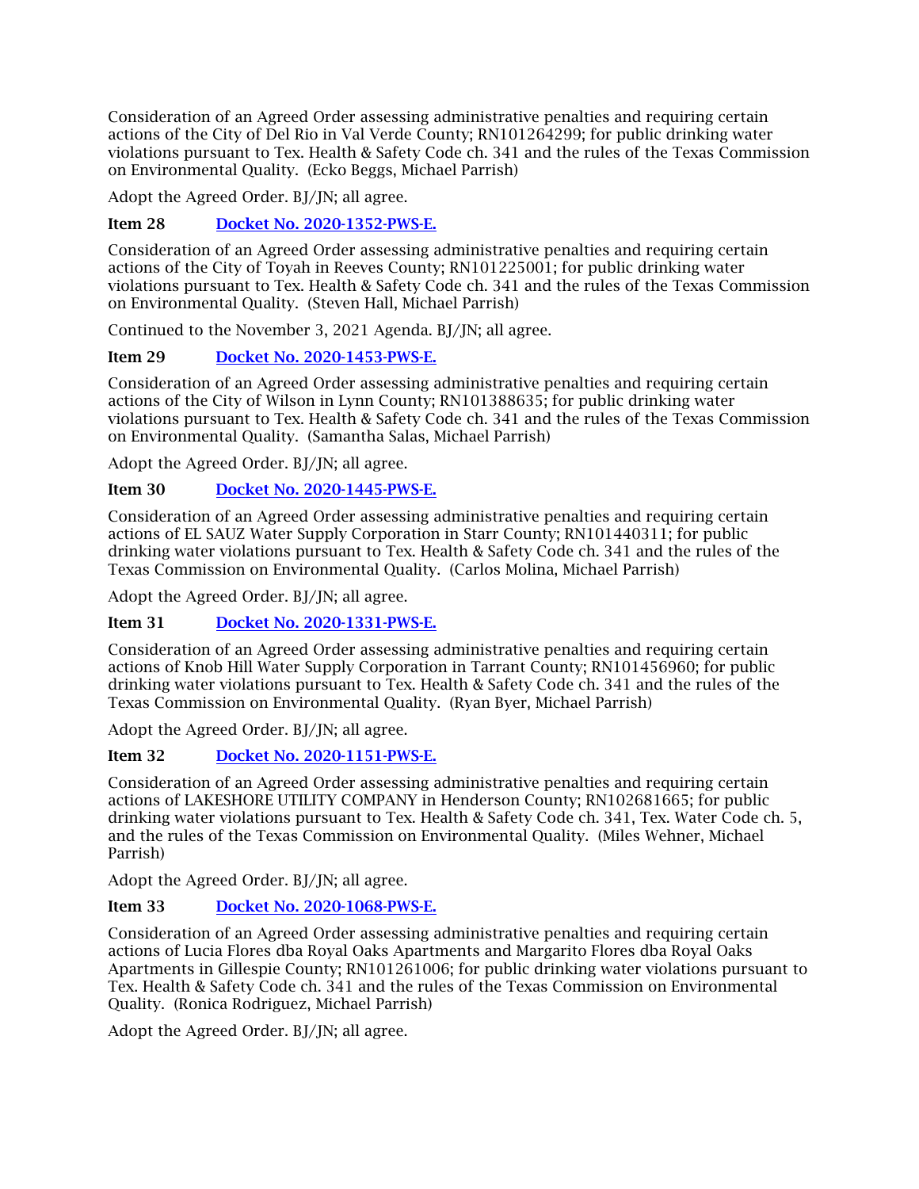Consideration of an Agreed Order assessing administrative penalties and requiring certain actions of the City of Del Rio in Val Verde County; RN101264299; for public drinking water violations pursuant to Tex. Health & Safety Code ch. 341 and the rules of the Texas Commission on Environmental Quality. (Ecko Beggs, Michael Parrish)

Adopt the Agreed Order. BJ/JN; all agree.

**Item 28** [Docket No. 2020-1352-PWS-E.]

Consideration of an Agreed Order assessing administrative penalties and requiring certain actions of the City of Toyah in Reeves County; RN101225001; for public drinking water violations pursuant to Tex. Health & Safety Code ch. 341 and the rules of the Texas Commission on Environmental Quality. (Steven Hall, Michael Parrish)

Continued to the November 3, 2021 Agenda. BJ/JN; all agree.

**Item 29** [Docket No. 2020-1453-PWS-E.]

Consideration of an Agreed Order assessing administrative penalties and requiring certain actions of the City of Wilson in Lynn County; RN101388635; for public drinking water violations pursuant to Tex. Health & Safety Code ch. 341 and the rules of the Texas Commission on Environmental Quality. (Samantha Salas, Michael Parrish)

Adopt the Agreed Order. BJ/JN; all agree.

**Item 30** [Docket No. 2020-1445-PWS-E.]

Consideration of an Agreed Order assessing administrative penalties and requiring certain actions of EL SAUZ Water Supply Corporation in Starr County; RN101440311; for public drinking water violations pursuant to Tex. Health & Safety Code ch. 341 and the rules of the Texas Commission on Environmental Quality. (Carlos Molina, Michael Parrish)

Adopt the Agreed Order. BJ/JN; all agree.

**Item 31** [Docket No. 2020-1331-PWS-E.]

Consideration of an Agreed Order assessing administrative penalties and requiring certain actions of Knob Hill Water Supply Corporation in Tarrant County; RN101456960; for public drinking water violations pursuant to Tex. Health & Safety Code ch. 341 and the rules of the Texas Commission on Environmental Quality. (Ryan Byer, Michael Parrish)

Adopt the Agreed Order. BJ/JN; all agree.

**Item 32** [Docket No. 2020-1151-PWS-E.]

Consideration of an Agreed Order assessing administrative penalties and requiring certain actions of LAKESHORE UTILITY COMPANY in Henderson County; RN102681665; for public drinking water violations pursuant to Tex. Health & Safety Code ch. 341, Tex. Water Code ch. 5, and the rules of the Texas Commission on Environmental Quality. (Miles Wehner, Michael Parrish)

Adopt the Agreed Order. BJ/JN; all agree.

**Item 33** [Docket No. 2020-1068-PWS-E.]

Consideration of an Agreed Order assessing administrative penalties and requiring certain actions of Lucia Flores dba Royal Oaks Apartments and Margarito Flores dba Royal Oaks Apartments in Gillespie County; RN101261006; for public drinking water violations pursuant to Tex. Health & Safety Code ch. 341 and the rules of the Texas Commission on Environmental Quality. (Ronica Rodriguez, Michael Parrish)

Adopt the Agreed Order. BJ/JN; all agree.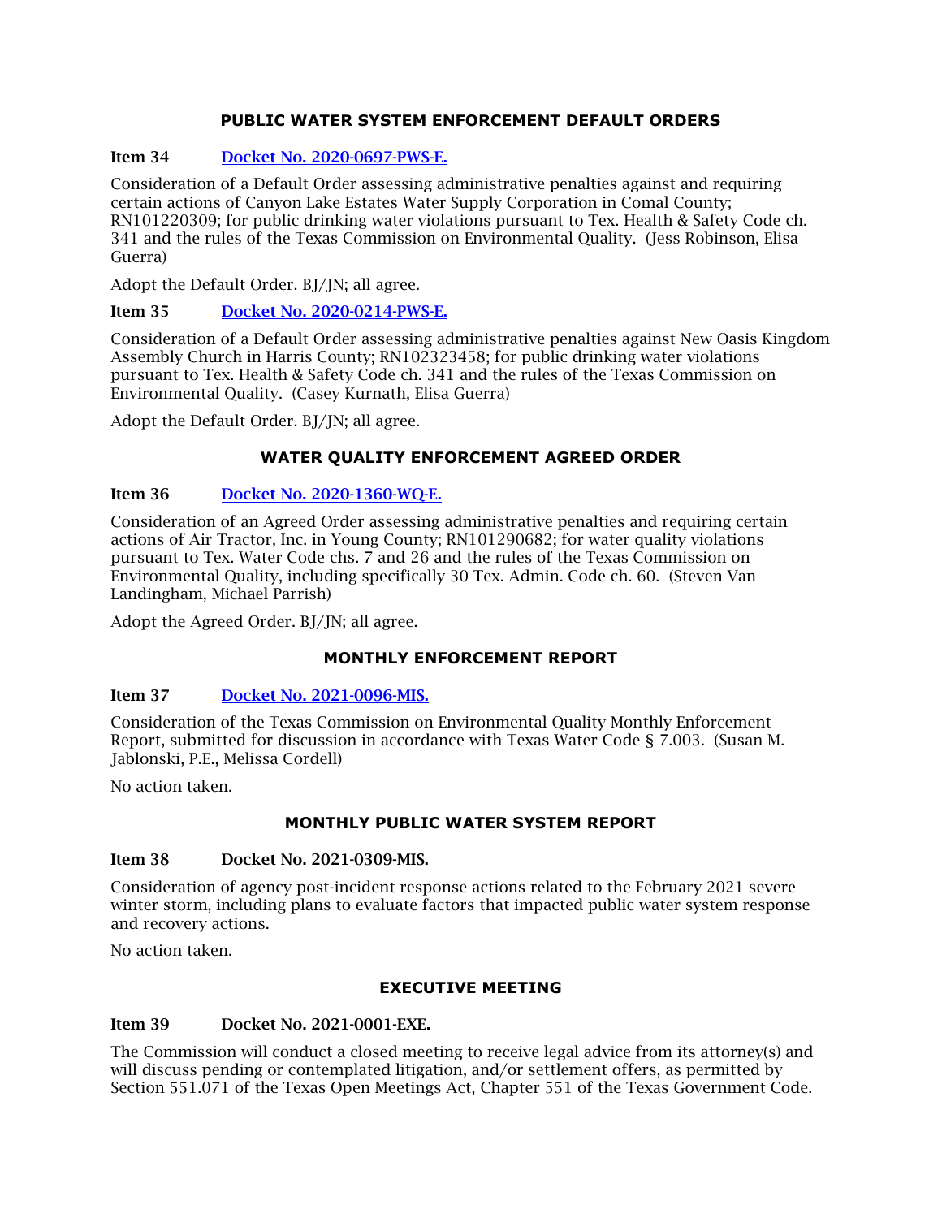### PUBLIC WATER SYSTEM ENFORCEMENT DEFAULT ORDERS

**Item 34** [Docket No. 2020-0697-PWS-E.]()

Consideration of a Default Order assessing administrative penalties against and requiring certain actions of Canyon Lake Estates Water Supply Corporation in Comal County; RN101220309; for public drinking water violations pursuant to Tex. Health & Safety Code ch. 341 and the rules of the Texas Commission on Environmental Quality. (Jess Robinson, Elisa Guerra)

Adopt the Default Order. BJ/JN; all agree.

**Item 35** [Docket No. 2020-0214-PWS-E.]()

Consideration of a Default Order assessing administrative penalties against New Oasis Kingdom Assembly Church in Harris County; RN102323458; for public drinking water violations pursuant to Tex. Health & Safety Code ch. 341 and the rules of the Texas Commission on Environmental Quality. (Casey Kurnath, Elisa Guerra)

Adopt the Default Order. BJ/JN; all agree.

### WATER QUALITY ENFORCEMENT AGREED ORDER

**Item 36** [Docket No. 2020-1360-WQ-E.]()

Consideration of an Agreed Order assessing administrative penalties and requiring certain actions of Air Tractor, Inc. in Young County; RN101290682; for water quality violations pursuant to Tex. Water Code chs. 7 and 26 and the rules of the Texas Commission on Environmental Quality, including specifically 30 Tex. Admin. Code ch. 60. (Steven Van Landingham, Michael Parrish)

Adopt the Agreed Order. BJ/JN; all agree.

### MONTHLY ENFORCEMENT REPORT

**Item 37** [Docket No. 2021-0096-MIS.]()

Consideration of the Texas Commission on Environmental Quality Monthly Enforcement Report, submitted for discussion in accordance with Texas Water Code § 7.003. (Susan M. Jablonski, P.E., Melissa Cordell)

No action taken.

### MONTHLY PUBLIC WATER SYSTEM REPORT

**Item 38** **Docket No. 2021-0309-MIS.**

Consideration of agency post-incident response actions related to the February 2021 severe winter storm, including plans to evaluate factors that impacted public water system response and recovery actions.

No action taken.

### EXECUTIVE MEETING

**Item 39** **Docket No. 2021-0001-EXE.**

The Commission will conduct a closed meeting to receive legal advice from its attorney(s) and will discuss pending or contemplated litigation, and/or settlement offers, as permitted by Section 551.071 of the Texas Open Meetings Act, Chapter 551 of the Texas Government Code.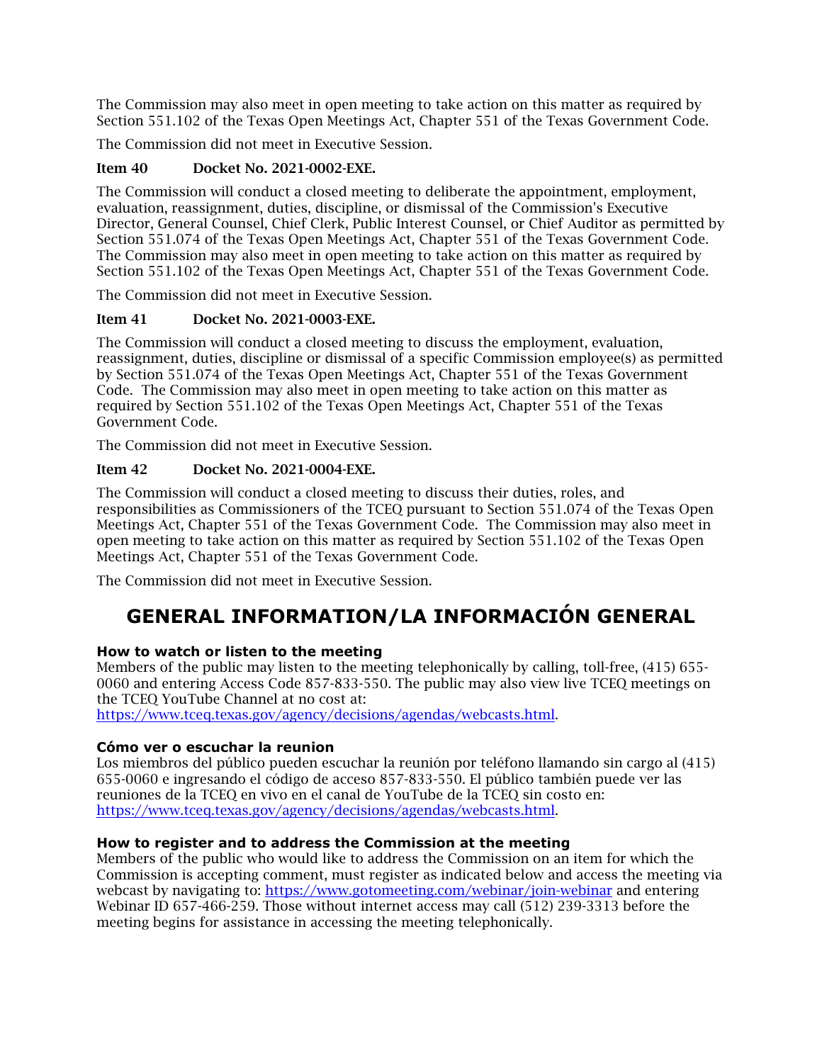The Commission may also meet in open meeting to take action on this matter as required by Section 551.102 of the Texas Open Meetings Act, Chapter 551 of the Texas Government Code.

The Commission did not meet in Executive Session.

**Item 40 Docket No. 2021-0002-EXE.**

The Commission will conduct a closed meeting to deliberate the appointment, employment, evaluation, reassignment, duties, discipline, or dismissal of the Commission's Executive Director, General Counsel, Chief Clerk, Public Interest Counsel, or Chief Auditor as permitted by Section 551.074 of the Texas Open Meetings Act, Chapter 551 of the Texas Government Code. The Commission may also meet in open meeting to take action on this matter as required by Section 551.102 of the Texas Open Meetings Act, Chapter 551 of the Texas Government Code.

The Commission did not meet in Executive Session.

**Item 41 Docket No. 2021-0003-EXE.**

The Commission will conduct a closed meeting to discuss the employment, evaluation, reassignment, duties, discipline or dismissal of a specific Commission employee(s) as permitted by Section 551.074 of the Texas Open Meetings Act, Chapter 551 of the Texas Government Code. The Commission may also meet in open meeting to take action on this matter as required by Section 551.102 of the Texas Open Meetings Act, Chapter 551 of the Texas Government Code.

The Commission did not meet in Executive Session.

**Item 42 Docket No. 2021-0004-EXE.**

The Commission will conduct a closed meeting to discuss their duties, roles, and responsibilities as Commissioners of the TCEQ pursuant to Section 551.074 of the Texas Open Meetings Act, Chapter 551 of the Texas Government Code. The Commission may also meet in open meeting to take action on this matter as required by Section 551.102 of the Texas Open Meetings Act, Chapter 551 of the Texas Government Code.

The Commission did not meet in Executive Session.

# GENERAL INFORMATION/LA INFORMACIÓN GENERAL

**How to watch or listen to the meeting**

Members of the public may listen to the meeting telephonically by calling, toll-free, (415) 655-0060 and entering Access Code 857-833-550. The public may also view live TCEQ meetings on the TCEQ YouTube Channel at no cost at:
https://www.tceq.texas.gov/agency/decisions/agendas/webcasts.html.

**Cómo ver o escuchar la reunion**

Los miembros del público pueden escuchar la reunión por teléfono llamando sin cargo al (415) 655-0060 e ingresando el código de acceso 857-833-550. El público también puede ver las reuniones de la TCEQ en vivo en el canal de YouTube de la TCEQ sin costo en:
https://www.tceq.texas.gov/agency/decisions/agendas/webcasts.html.

**How to register and to address the Commission at the meeting**

Members of the public who would like to address the Commission on an item for which the Commission is accepting comment, must register as indicated below and access the meeting via webcast by navigating to: https://www.gotomeeting.com/webinar/join-webinar and entering Webinar ID 657-466-259. Those without internet access may call (512) 239-3313 before the meeting begins for assistance in accessing the meeting telephonically.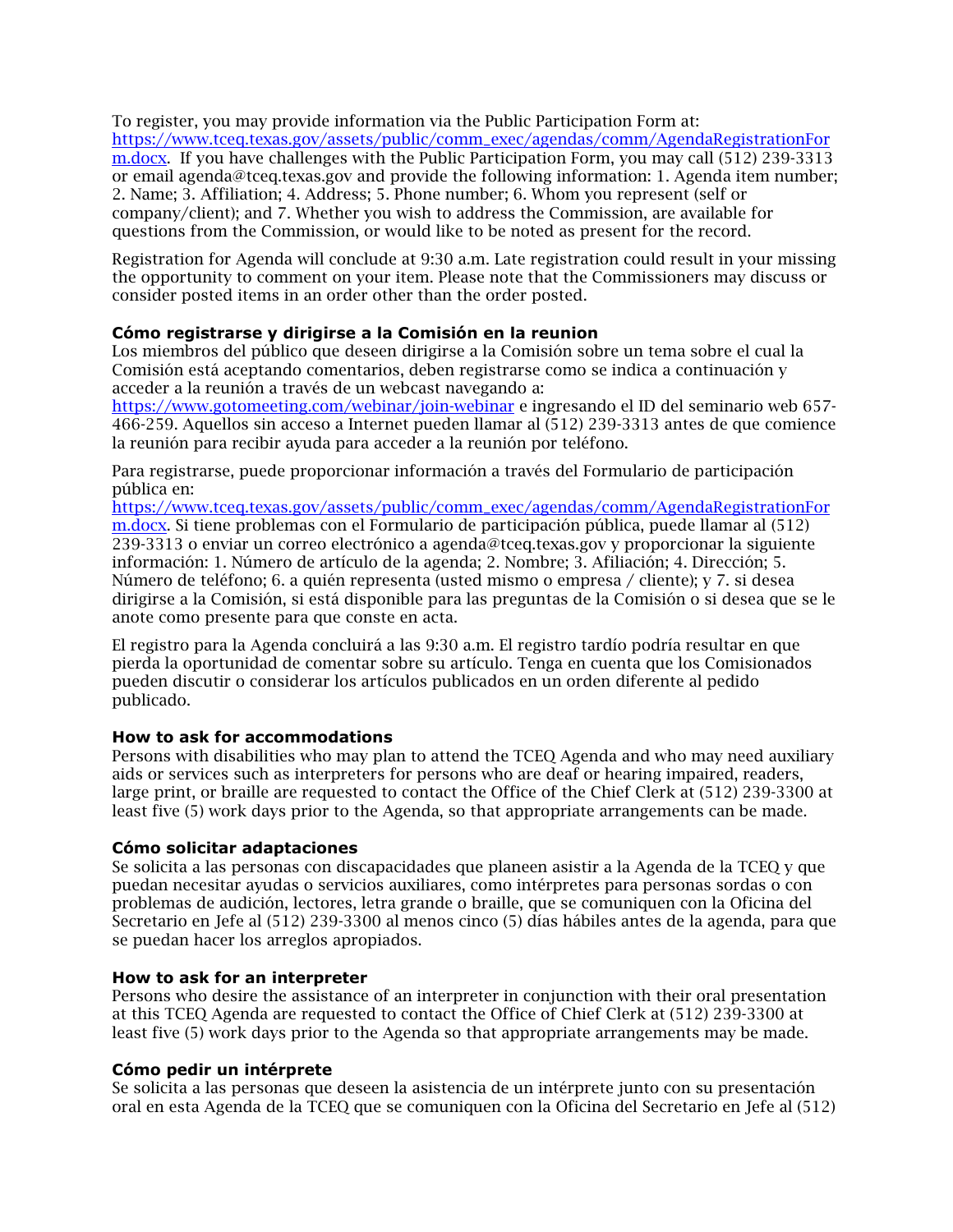To register, you may provide information via the Public Participation Form at: https://www.tceq.texas.gov/assets/public/comm_exec/agendas/comm/AgendaRegistrationForm.docx. If you have challenges with the Public Participation Form, you may call (512) 239-3313 or email agenda@tceq.texas.gov and provide the following information: 1. Agenda item number; 2. Name; 3. Affiliation; 4. Address; 5. Phone number; 6. Whom you represent (self or company/client); and 7. Whether you wish to address the Commission, are available for questions from the Commission, or would like to be noted as present for the record.

Registration for Agenda will conclude at 9:30 a.m. Late registration could result in your missing the opportunity to comment on your item. Please note that the Commissioners may discuss or consider posted items in an order other than the order posted.

**Cómo registrarse y dirigirse a la Comisión en la reunion**

Los miembros del público que deseen dirigirse a la Comisión sobre un tema sobre el cual la Comisión está aceptando comentarios, deben registrarse como se indica a continuación y acceder a la reunión a través de un webcast navegando a: https://www.gotomeeting.com/webinar/join-webinar e ingresando el ID del seminario web 657-466-259. Aquellos sin acceso a Internet pueden llamar al (512) 239-3313 antes de que comience la reunión para recibir ayuda para acceder a la reunión por teléfono.

Para registrarse, puede proporcionar información a través del Formulario de participación pública en: https://www.tceq.texas.gov/assets/public/comm_exec/agendas/comm/AgendaRegistrationForm.docx. Si tiene problemas con el Formulario de participación pública, puede llamar al (512) 239-3313 o enviar un correo electrónico a agenda@tceq.texas.gov y proporcionar la siguiente información: 1. Número de artículo de la agenda; 2. Nombre; 3. Afiliación; 4. Dirección; 5. Número de teléfono; 6. a quién representa (usted mismo o empresa / cliente); y 7. si desea dirigirse a la Comisión, si está disponible para las preguntas de la Comisión o si desea que se le anote como presente para que conste en acta.

El registro para la Agenda concluirá a las 9:30 a.m. El registro tardío podría resultar en que pierda la oportunidad de comentar sobre su artículo. Tenga en cuenta que los Comisionados pueden discutir o considerar los artículos publicados en un orden diferente al pedido publicado.

**How to ask for accommodations**

Persons with disabilities who may plan to attend the TCEQ Agenda and who may need auxiliary aids or services such as interpreters for persons who are deaf or hearing impaired, readers, large print, or braille are requested to contact the Office of the Chief Clerk at (512) 239-3300 at least five (5) work days prior to the Agenda, so that appropriate arrangements can be made.

**Cómo solicitar adaptaciones**

Se solicita a las personas con discapacidades que planeen asistir a la Agenda de la TCEQ y que puedan necesitar ayudas o servicios auxiliares, como intérpretes para personas sordas o con problemas de audición, lectores, letra grande o braille, que se comuniquen con la Oficina del Secretario en Jefe al (512) 239-3300 al menos cinco (5) días hábiles antes de la agenda, para que se puedan hacer los arreglos apropiados.

**How to ask for an interpreter**

Persons who desire the assistance of an interpreter in conjunction with their oral presentation at this TCEQ Agenda are requested to contact the Office of Chief Clerk at (512) 239-3300 at least five (5) work days prior to the Agenda so that appropriate arrangements may be made.

**Cómo pedir un intérprete**

Se solicita a las personas que deseen la asistencia de un intérprete junto con su presentación oral en esta Agenda de la TCEQ que se comuniquen con la Oficina del Secretario en Jefe al (512)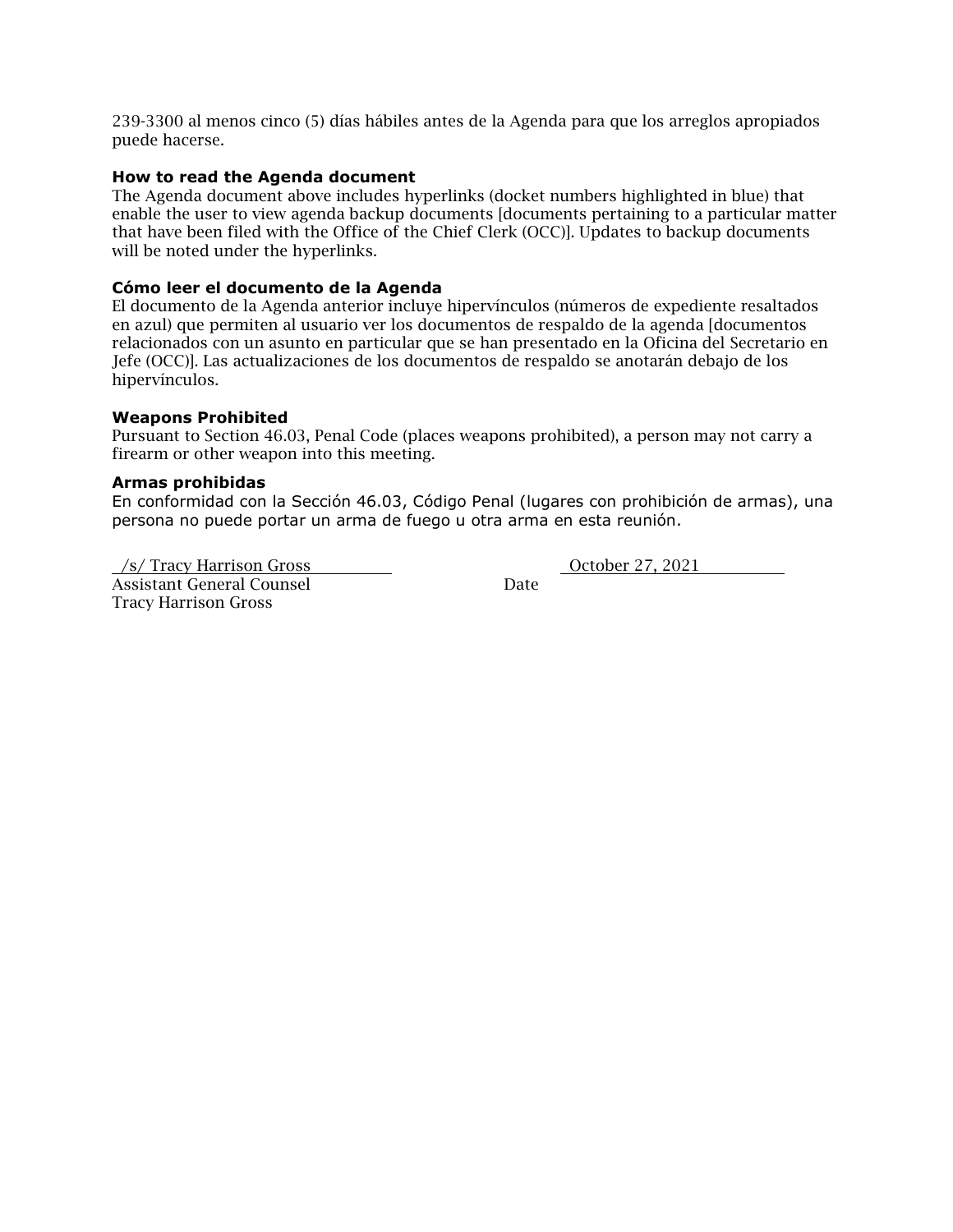239-3300 al menos cinco (5) días hábiles antes de la Agenda para que los arreglos apropiados puede hacerse.

**How to read the Agenda document**

The Agenda document above includes hyperlinks (docket numbers highlighted in blue) that enable the user to view agenda backup documents [documents pertaining to a particular matter that have been filed with the Office of the Chief Clerk (OCC)]. Updates to backup documents will be noted under the hyperlinks.

**Cómo leer el documento de la Agenda**

El documento de la Agenda anterior incluye hipervínculos (números de expediente resaltados en azul) que permiten al usuario ver los documentos de respaldo de la agenda [documentos relacionados con un asunto en particular que se han presentado en la Oficina del Secretario en Jefe (OCC)]. Las actualizaciones de los documentos de respaldo se anotarán debajo de los hipervínculos.

**Weapons Prohibited**

Pursuant to Section 46.03, Penal Code (places weapons prohibited), a person may not carry a firearm or other weapon into this meeting.

**Armas prohibidas**

En conformidad con la Sección 46.03, Código Penal (lugares con prohibición de armas), una persona no puede portar un arma de fuego u otra arma en esta reunión.

/s/ Tracy Harrison Gross
Assistant General Counsel
Tracy Harrison Gross

October 27, 2021
Date